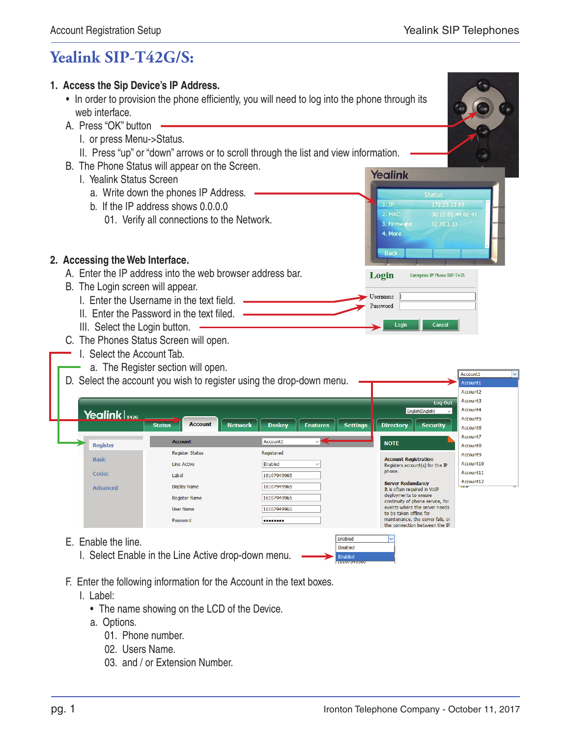# Yealink SIP-T42G/S:

1. **Access the Sip Device's IP Address.**
   - In order to provision the phone efficiently, you will need to log into the phone through its web interface.

   A. Press "OK" button

      I. or press Menu->Status.

      II. Press "up" or "down" arrows or to scroll through the list and view information.

   B. The Phone Status will appear on the Screen.

      I. Yealink Status Screen

         a. Write down the phones IP Address.

         b. If the IP address shows 0.0.0.0

            01. Verify all connections to the Network.

2. **Accessing the Web Interface.**

   A. Enter the IP address into the web browser address bar.

   B. The Login screen will appear.

      I. Enter the Username in the text field.

      II. Enter the Password in the text filed.

      III. Select the Login button.

   C. The Phones Status Screen will open.

      I. Select the Account Tab.

         a. The Register section will open.

   D. Select the account you wish to register using the drop-down menu.

   E. Enable the line.

      I. Select Enable in the Line Active drop-down menu.

   F. Enter the following information for the Account in the text boxes.

      I. Label:

         - The name showing on the LCD of the Device.

         a. Options.

            01. Phone number.

            02. Users Name.

            03. and / or Extension Number.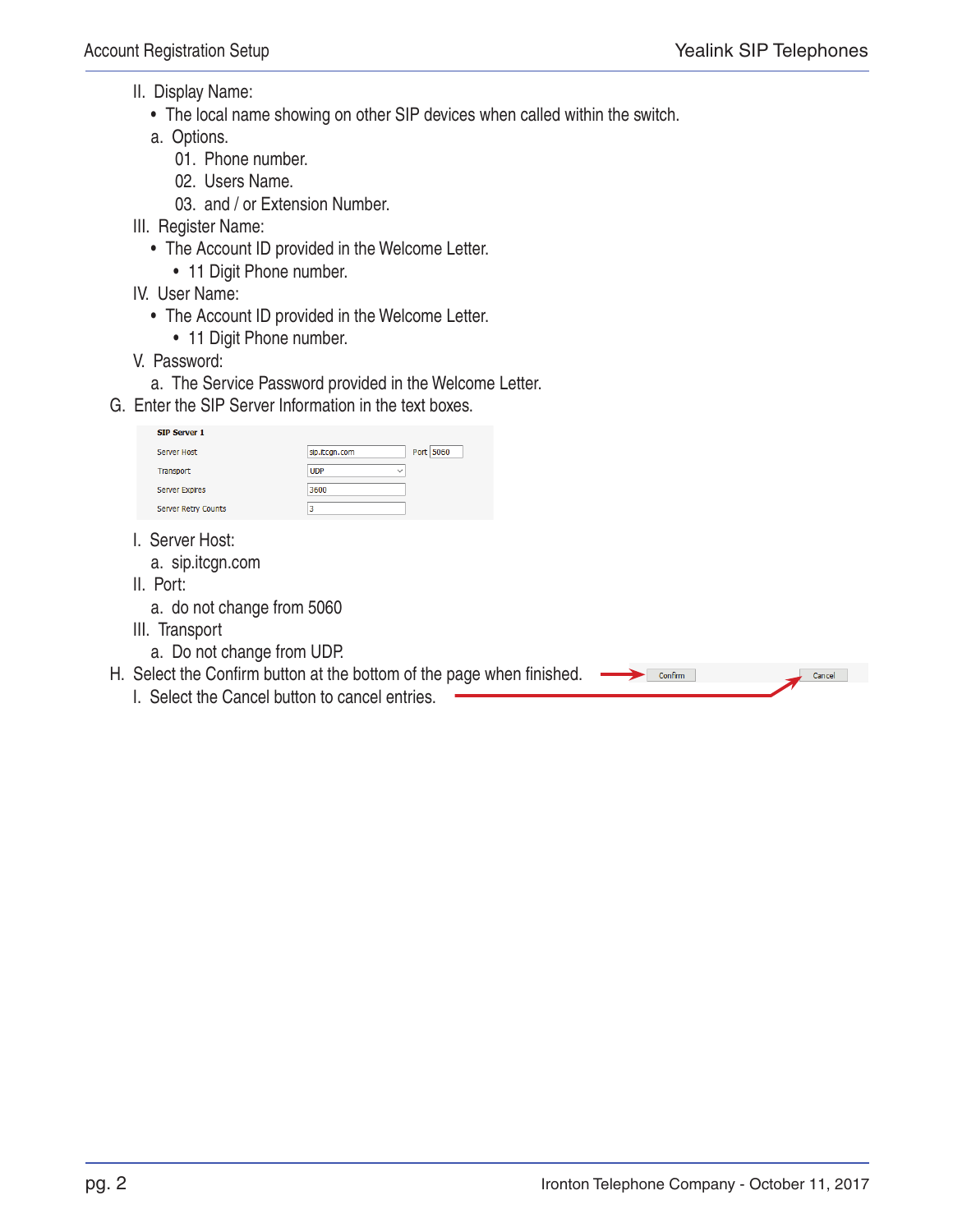II. Display Name:
   - The local name showing on other SIP devices when called within the switch.
   
   a. Options.
      01. Phone number.
      02. Users Name.
      03. and / or Extension Number.

III. Register Name:
   - The Account ID provided in the Welcome Letter.
      - 11 Digit Phone number.

IV. User Name:
   - The Account ID provided in the Welcome Letter.
      - 11 Digit Phone number.

V. Password:
   a. The Service Password provided in the Welcome Letter.

G. Enter the SIP Server Information in the text boxes.

**SIP Server 1**

| | |
|---|---|
| Server Host | sip.itcgn.com  Port 5060 |
| Transport | UDP |
| Server Expires | 3600 |
| Server Retry Counts | 3 |

I. Server Host:
   a. sip.itcgn.com

II. Port:
   a. do not change from 5060

III. Transport
   a. Do not change from UDP.

H. Select the Confirm button at the bottom of the page when finished. → Confirm

I. Select the Cancel button to cancel entries. → Cancel